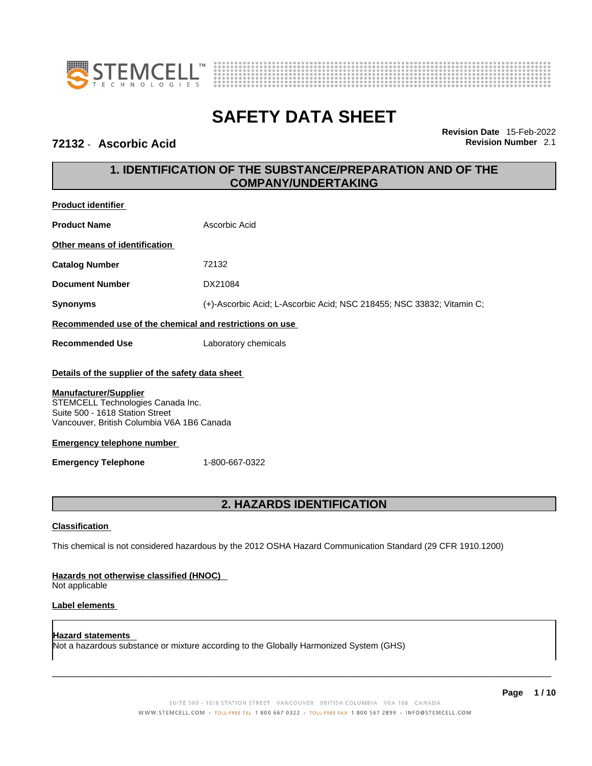# SAFETY DATA SHEET

**72132 - Ascorbic Acid**

**Revision Date** 15-Feb-2022
**Revision Number** 2.1

## 1. IDENTIFICATION OF THE SUBSTANCE/PREPARATION AND OF THE COMPANY/UNDERTAKING

**Product identifier**

| | |
|---|---|
| **Product Name** | Ascorbic Acid |

**Other means of identification**

| | |
|---|---|
| **Catalog Number** | 72132 |
| **Document Number** | DX21084 |
| **Synonyms** | (+)-Ascorbic Acid; L-Ascorbic Acid; NSC 218455; NSC 33832; Vitamin C; |

**Recommended use of the chemical and restrictions on use**

| | |
|---|---|
| **Recommended Use** | Laboratory chemicals |

**Details of the supplier of the safety data sheet**

**Manufacturer/Supplier**
STEMCELL Technologies Canada Inc.
Suite 500 - 1618 Station Street
Vancouver, British Columbia V6A 1B6 Canada

**Emergency telephone number**

| | |
|---|---|
| **Emergency Telephone** | 1-800-667-0322 |

## 2. HAZARDS IDENTIFICATION

**Classification**

This chemical is not considered hazardous by the 2012 OSHA Hazard Communication Standard (29 CFR 1910.1200)

**Hazards not otherwise classified (HNOC)**
Not applicable

**Label elements**

**Hazard statements**
Not a hazardous substance or mixture according to the Globally Harmonized System (GHS)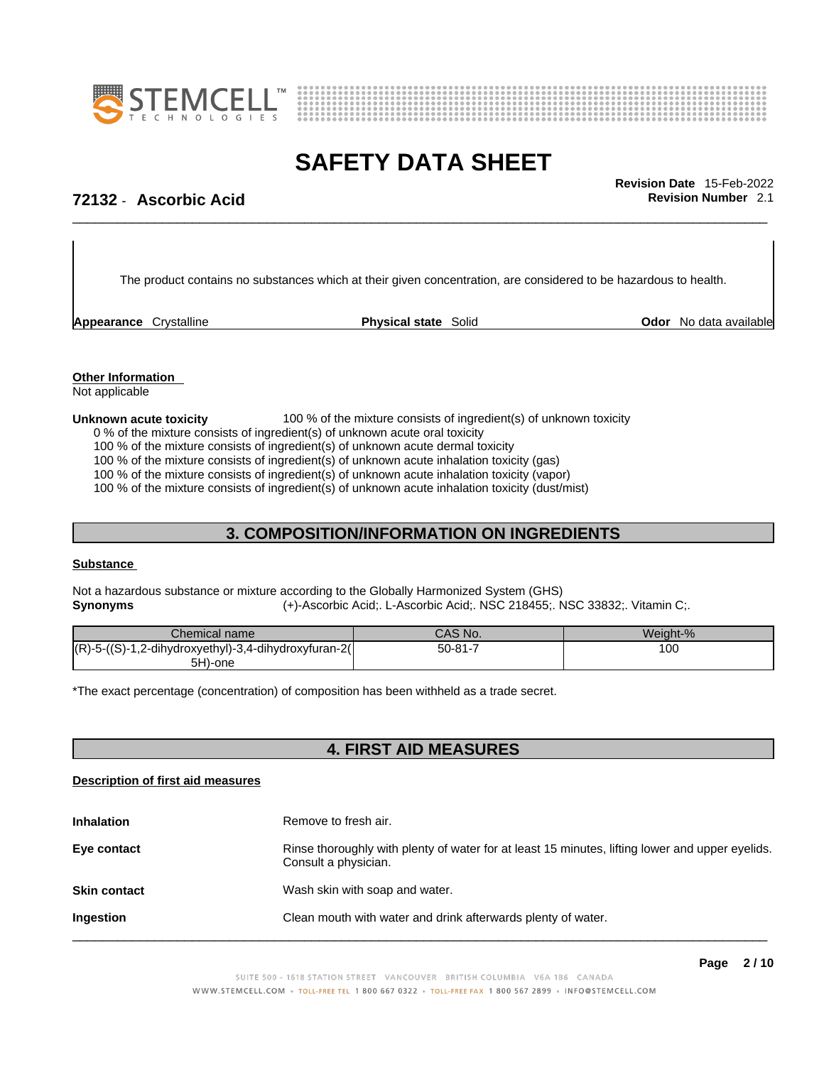The product contains no substances which at their given concentration, are considered to be hazardous to health.

**Appearance** Crystalline **Physical state** Solid **Odor** No data available

**Other Information**
Not applicable

**Unknown acute toxicity** 100 % of the mixture consists of ingredient(s) of unknown toxicity
0 % of the mixture consists of ingredient(s) of unknown acute oral toxicity
100 % of the mixture consists of ingredient(s) of unknown acute dermal toxicity
100 % of the mixture consists of ingredient(s) of unknown acute inhalation toxicity (gas)
100 % of the mixture consists of ingredient(s) of unknown acute inhalation toxicity (vapor)
100 % of the mixture consists of ingredient(s) of unknown acute inhalation toxicity (dust/mist)

## 3. COMPOSITION/INFORMATION ON INGREDIENTS

**Substance**

Not a hazardous substance or mixture according to the Globally Harmonized System (GHS)
**Synonyms** (+)-Ascorbic Acid;. L-Ascorbic Acid;. NSC 218455;. NSC 33832;. Vitamin C;.

| Chemical name | CAS No. | Weight-% |
|---|---|---|
| (R)-5-((S)-1,2-dihydroxyethyl)-3,4-dihydroxyfuran-2(5H)-one | 50-81-7 | 100 |

*The exact percentage (concentration) of composition has been withheld as a trade secret.

## 4. FIRST AID MEASURES

**Description of first aid measures**

**Inhalation** Remove to fresh air.

**Eye contact** Rinse thoroughly with plenty of water for at least 15 minutes, lifting lower and upper eyelids. Consult a physician.

**Skin contact** Wash skin with soap and water.

**Ingestion** Clean mouth with water and drink afterwards plenty of water.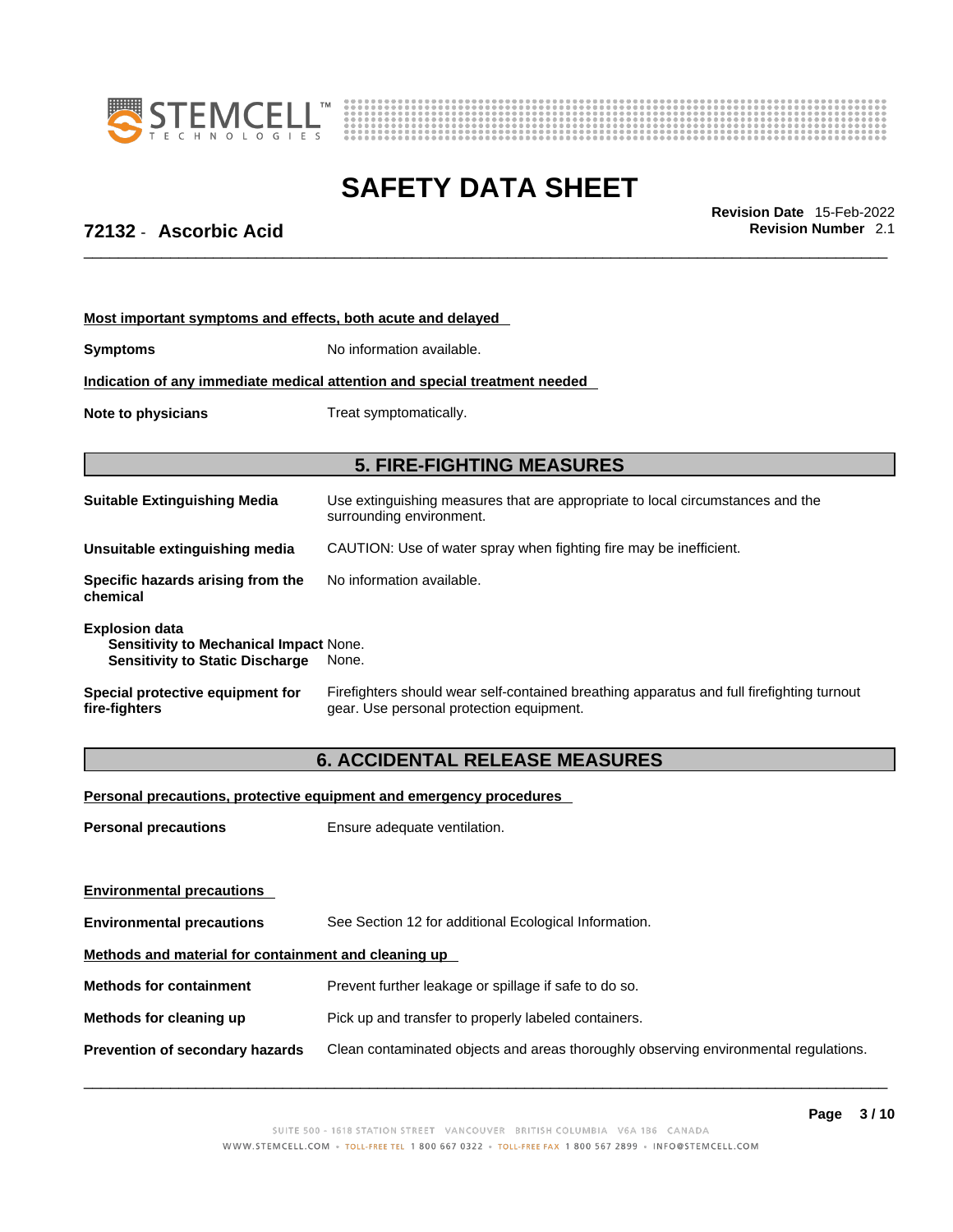#### Most important symptoms and effects, both acute and delayed

**Symptoms** No information available.

#### Indication of any immediate medical attention and special treatment needed

**Note to physicians** Treat symptomatically.

## 5. FIRE-FIGHTING MEASURES

**Suitable Extinguishing Media** Use extinguishing measures that are appropriate to local circumstances and the surrounding environment.

**Unsuitable extinguishing media** CAUTION: Use of water spray when fighting fire may be inefficient.

**Specific hazards arising from the chemical** No information available.

**Explosion data**
**Sensitivity to Mechanical Impact** None.
**Sensitivity to Static Discharge** None.

**Special protective equipment for fire-fighters** Firefighters should wear self-contained breathing apparatus and full firefighting turnout gear. Use personal protection equipment.

## 6. ACCIDENTAL RELEASE MEASURES

#### Personal precautions, protective equipment and emergency procedures

**Personal precautions** Ensure adequate ventilation.

#### Environmental precautions

**Environmental precautions** See Section 12 for additional Ecological Information.

#### Methods and material for containment and cleaning up

**Methods for containment** Prevent further leakage or spillage if safe to do so.

**Methods for cleaning up** Pick up and transfer to properly labeled containers.

**Prevention of secondary hazards** Clean contaminated objects and areas thoroughly observing environmental regulations.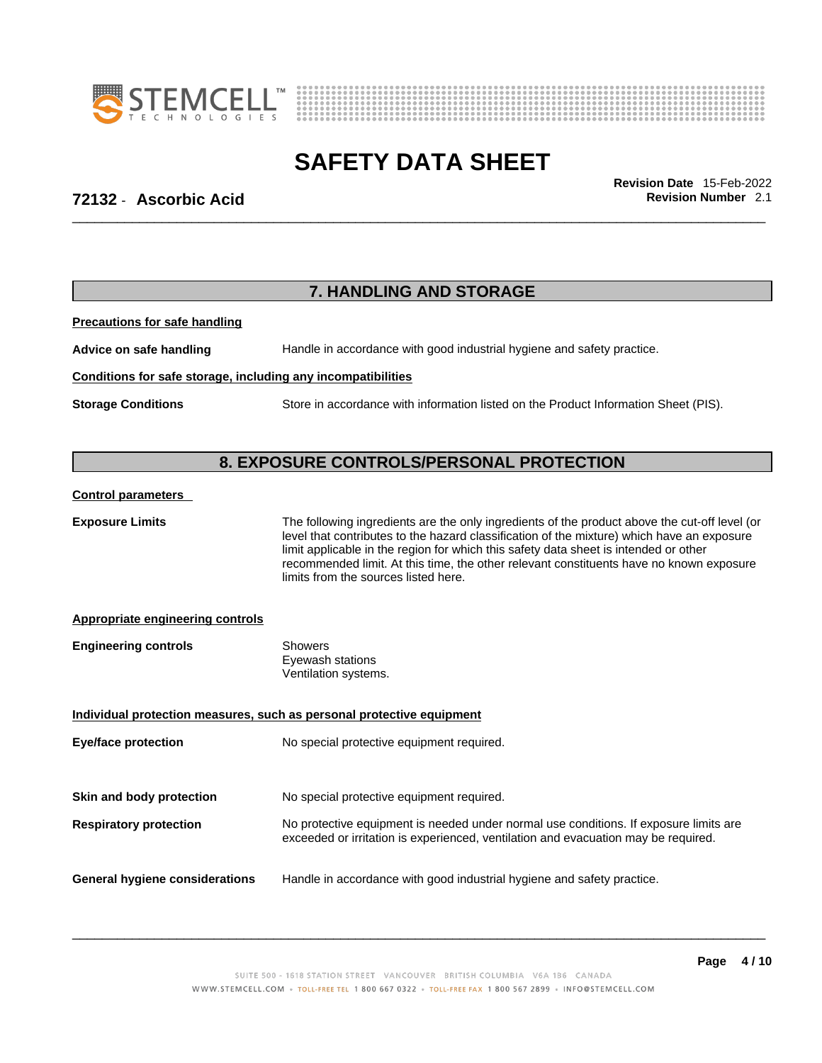## 7. HANDLING AND STORAGE

**Precautions for safe handling**

**Advice on safe handling** Handle in accordance with good industrial hygiene and safety practice.

**Conditions for safe storage, including any incompatibilities**

**Storage Conditions** Store in accordance with information listed on the Product Information Sheet (PIS).

## 8. EXPOSURE CONTROLS/PERSONAL PROTECTION

**Control parameters**

**Exposure Limits** The following ingredients are the only ingredients of the product above the cut-off level (or level that contributes to the hazard classification of the mixture) which have an exposure limit applicable in the region for which this safety data sheet is intended or other recommended limit. At this time, the other relevant constituents have no known exposure limits from the sources listed here.

**Appropriate engineering controls**

**Engineering controls**
- Showers
- Eyewash stations
- Ventilation systems.

**Individual protection measures, such as personal protective equipment**

**Eye/face protection** No special protective equipment required.

**Skin and body protection** No special protective equipment required.

**Respiratory protection** No protective equipment is needed under normal use conditions. If exposure limits are exceeded or irritation is experienced, ventilation and evacuation may be required.

**General hygiene considerations** Handle in accordance with good industrial hygiene and safety practice.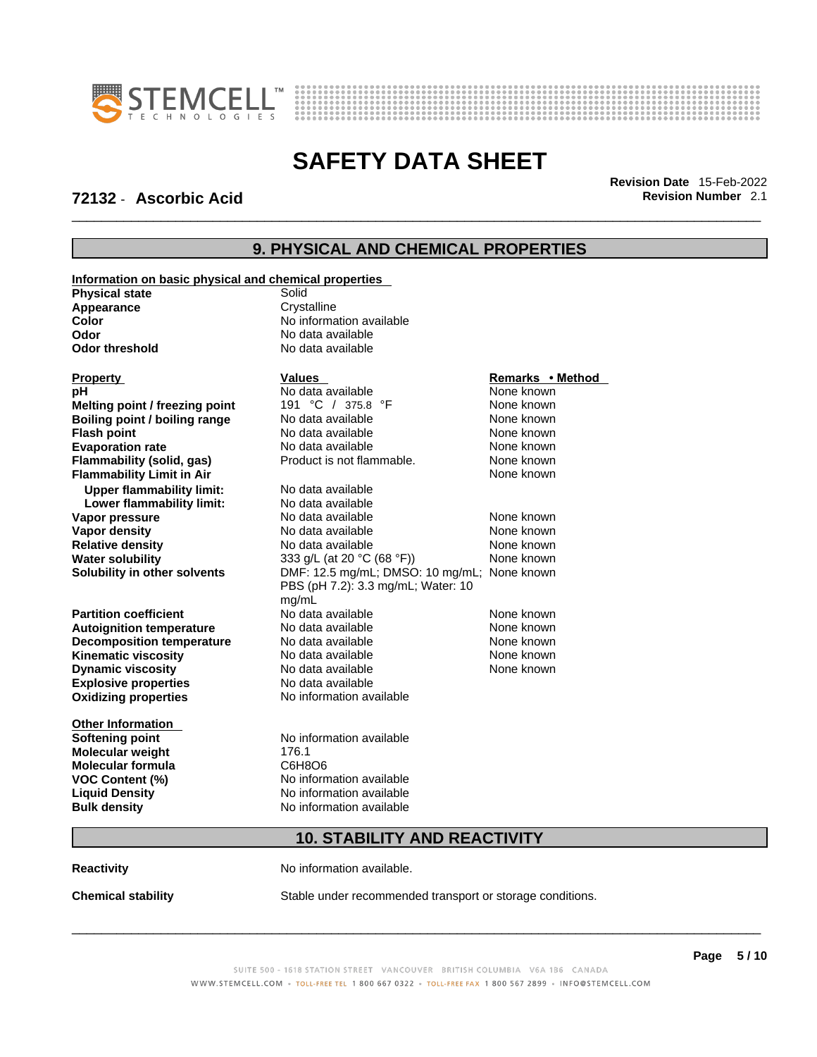# SAFETY DATA SHEET

**72132 - Ascorbic Acid**

**Revision Date** 15-Feb-2022
**Revision Number** 2.1

## 9. PHYSICAL AND CHEMICAL PROPERTIES

**Information on basic physical and chemical properties**

| | |
|---|---|
| **Physical state** | Solid |
| **Appearance** | Crystalline |
| **Color** | No information available |
| **Odor** | No data available |
| **Odor threshold** | No data available |

| **Property** | **Values** | **Remarks • Method** |
|---|---|---|
| **pH** | No data available | None known |
| **Melting point / freezing point** | 191 °C / 375.8 °F | None known |
| **Boiling point / boiling range** | No data available | None known |
| **Flash point** | No data available | None known |
| **Evaporation rate** | No data available | None known |
| **Flammability (solid, gas)** | Product is not flammable. | None known |
| **Flammability Limit in Air** | | None known |
| **Upper flammability limit:** | No data available | |
| **Lower flammability limit:** | No data available | |
| **Vapor pressure** | No data available | None known |
| **Vapor density** | No data available | None known |
| **Relative density** | No data available | None known |
| **Water solubility** | 333 g/L (at 20 °C (68 °F)) | None known |
| **Solubility in other solvents** | DMF: 12.5 mg/mL; DMSO: 10 mg/mL; PBS (pH 7.2): 3.3 mg/mL; Water: 10 mg/mL | None known |
| **Partition coefficient** | No data available | None known |
| **Autoignition temperature** | No data available | None known |
| **Decomposition temperature** | No data available | None known |
| **Kinematic viscosity** | No data available | None known |
| **Dynamic viscosity** | No data available | None known |
| **Explosive properties** | No data available | |
| **Oxidizing properties** | No information available | |

**Other Information**

| | |
|---|---|
| **Softening point** | No information available |
| **Molecular weight** | 176.1 |
| **Molecular formula** | $C_6H_8O_6$ |
| **VOC Content (%)** | No information available |
| **Liquid Density** | No information available |
| **Bulk density** | No information available |

## 10. STABILITY AND REACTIVITY

**Reactivity** No information available.

**Chemical stability** Stable under recommended transport or storage conditions.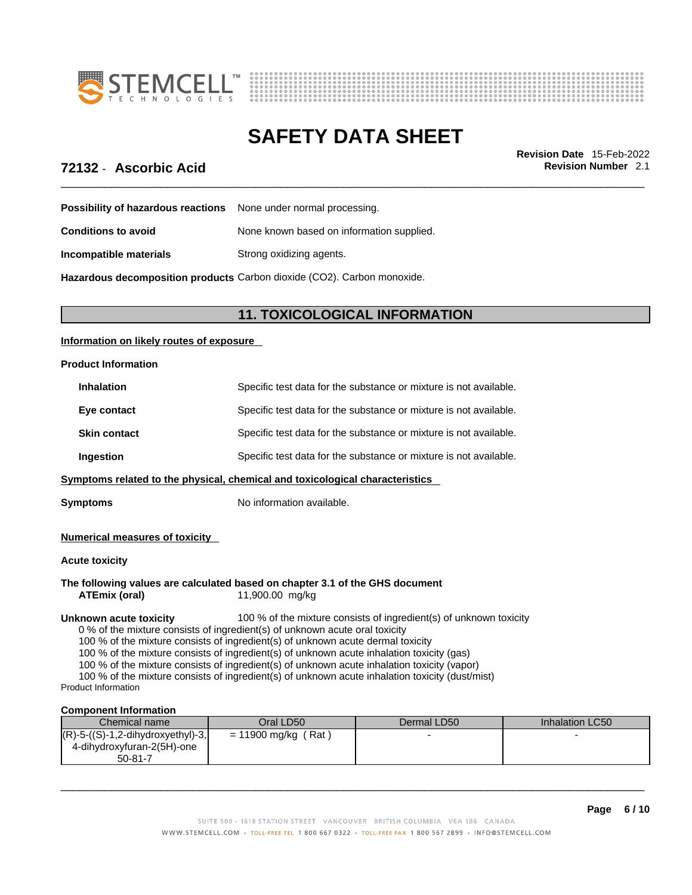**Possibility of hazardous reactions** None under normal processing.

**Conditions to avoid** None known based on information supplied.

**Incompatible materials** Strong oxidizing agents.

**Hazardous decomposition products** Carbon dioxide ($CO_2$). Carbon monoxide.

## 11. TOXICOLOGICAL INFORMATION

**Information on likely routes of exposure**

**Product Information**

**Inhalation** Specific test data for the substance or mixture is not available.

**Eye contact** Specific test data for the substance or mixture is not available.

**Skin contact** Specific test data for the substance or mixture is not available.

**Ingestion** Specific test data for the substance or mixture is not available.

**Symptoms related to the physical, chemical and toxicological characteristics**

**Symptoms** No information available.

**Numerical measures of toxicity**

**Acute toxicity**

**The following values are calculated based on chapter 3.1 of the GHS document**

**ATEmix (oral)** 11,900.00 mg/kg

**Unknown acute toxicity** 100 % of the mixture consists of ingredient(s) of unknown toxicity

0 % of the mixture consists of ingredient(s) of unknown acute oral toxicity
100 % of the mixture consists of ingredient(s) of unknown acute dermal toxicity
100 % of the mixture consists of ingredient(s) of unknown acute inhalation toxicity (gas)
100 % of the mixture consists of ingredient(s) of unknown acute inhalation toxicity (vapor)
100 % of the mixture consists of ingredient(s) of unknown acute inhalation toxicity (dust/mist)

Product Information

**Component Information**

| Chemical name | Oral LD50 | Dermal LD50 | Inhalation LC50 |
|---|---|---|---|
| (R)-5-((S)-1,2-dihydroxyethyl)-3,4-dihydroxyfuran-2(5H)-one 50-81-7 | = 11900 mg/kg ( Rat ) | - | - |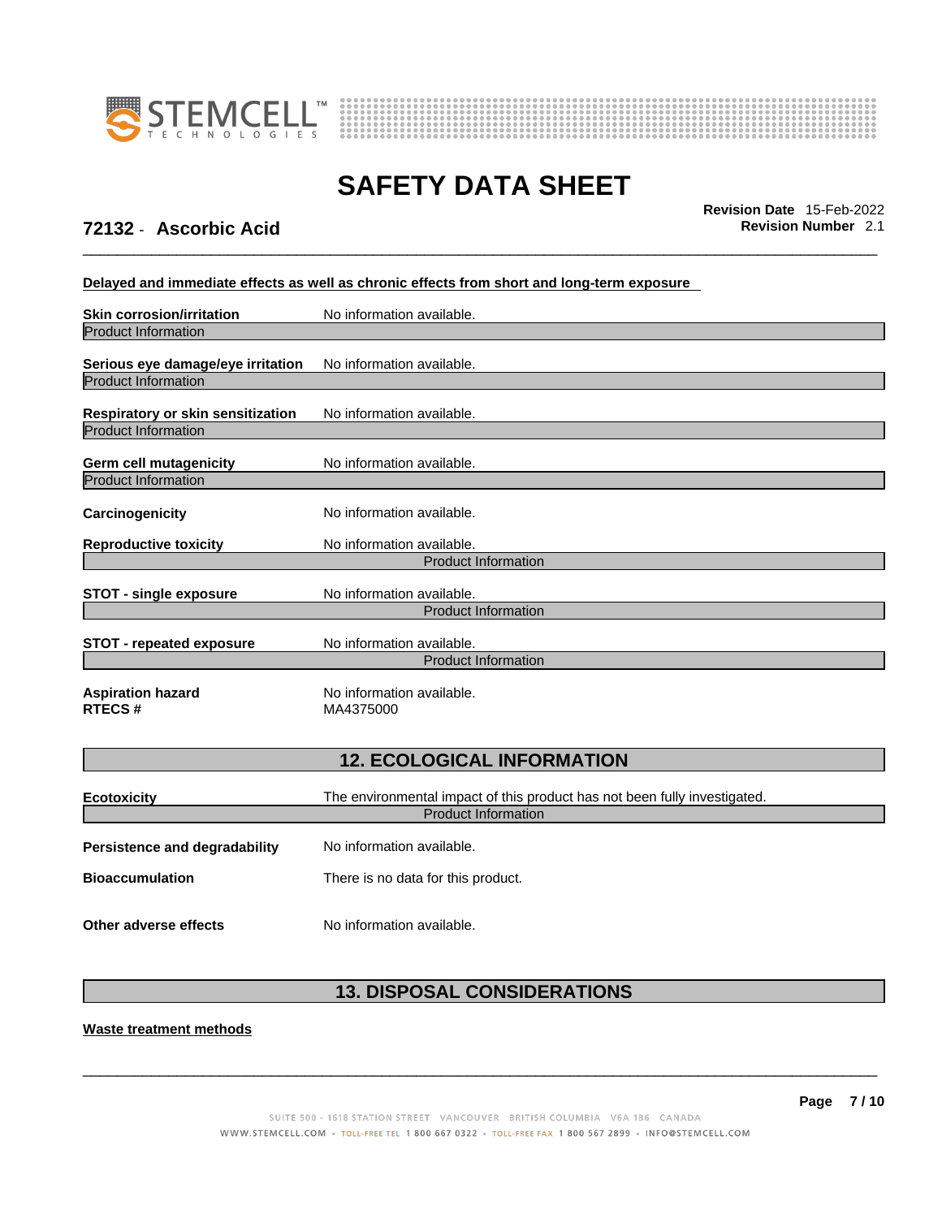**Delayed and immediate effects as well as chronic effects from short and long-term exposure**

**Skin corrosion/irritation** No information available.

Product Information

**Serious eye damage/eye irritation** No information available.

Product Information

**Respiratory or skin sensitization** No information available.

Product Information

**Germ cell mutagenicity** No information available.

Product Information

**Carcinogenicity** No information available.

**Reproductive toxicity** No information available.

Product Information

**STOT - single exposure** No information available.

Product Information

**STOT - repeated exposure** No information available.

Product Information

**Aspiration hazard** No information available.

**RTECS #** MA4375000

## 12. ECOLOGICAL INFORMATION

**Ecotoxicity** The environmental impact of this product has not been fully investigated.

Product Information

**Persistence and degradability** No information available.

**Bioaccumulation** There is no data for this product.

**Other adverse effects** No information available.

## 13. DISPOSAL CONSIDERATIONS

**Waste treatment methods**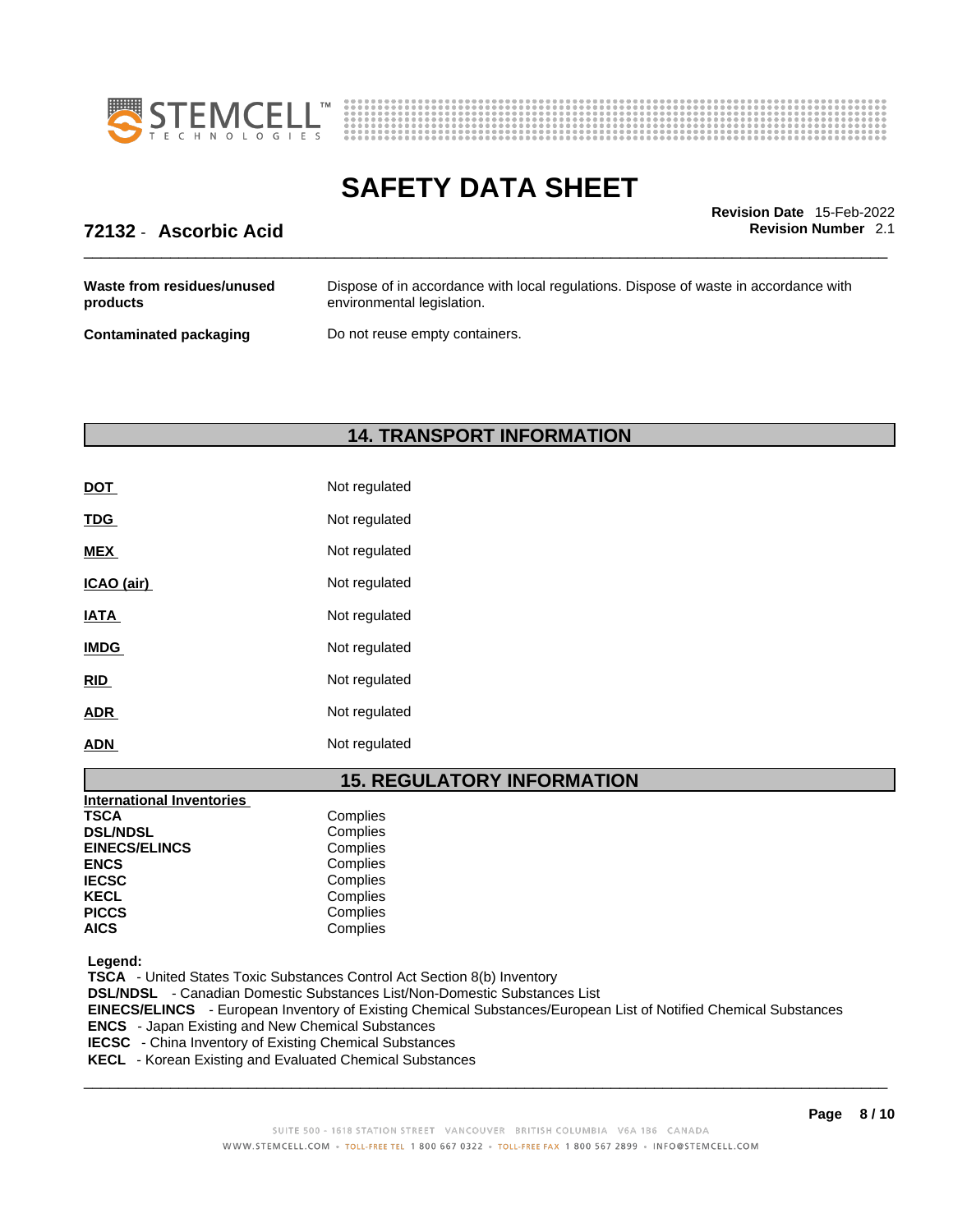| | |
|---|---|
| **Waste from residues/unused products** | Dispose of in accordance with local regulations. Dispose of waste in accordance with environmental legislation. |
| **Contaminated packaging** | Do not reuse empty containers. |

## 14. TRANSPORT INFORMATION

| | |
|---|---|
| **DOT** | Not regulated |
| **TDG** | Not regulated |
| **MEX** | Not regulated |
| **ICAO (air)** | Not regulated |
| **IATA** | Not regulated |
| **IMDG** | Not regulated |
| **RID** | Not regulated |
| **ADR** | Not regulated |
| **ADN** | Not regulated |

## 15. REGULATORY INFORMATION

**International Inventories**

| | |
|---|---|
| **TSCA** | Complies |
| **DSL/NDSL** | Complies |
| **EINECS/ELINCS** | Complies |
| **ENCS** | Complies |
| **IECSC** | Complies |
| **KECL** | Complies |
| **PICCS** | Complies |
| **AICS** | Complies |

**Legend:**

**TSCA** - United States Toxic Substances Control Act Section 8(b) Inventory
**DSL/NDSL** - Canadian Domestic Substances List/Non-Domestic Substances List
**EINECS/ELINCS** - European Inventory of Existing Chemical Substances/European List of Notified Chemical Substances
**ENCS** - Japan Existing and New Chemical Substances
**IECSC** - China Inventory of Existing Chemical Substances
**KECL** - Korean Existing and Evaluated Chemical Substances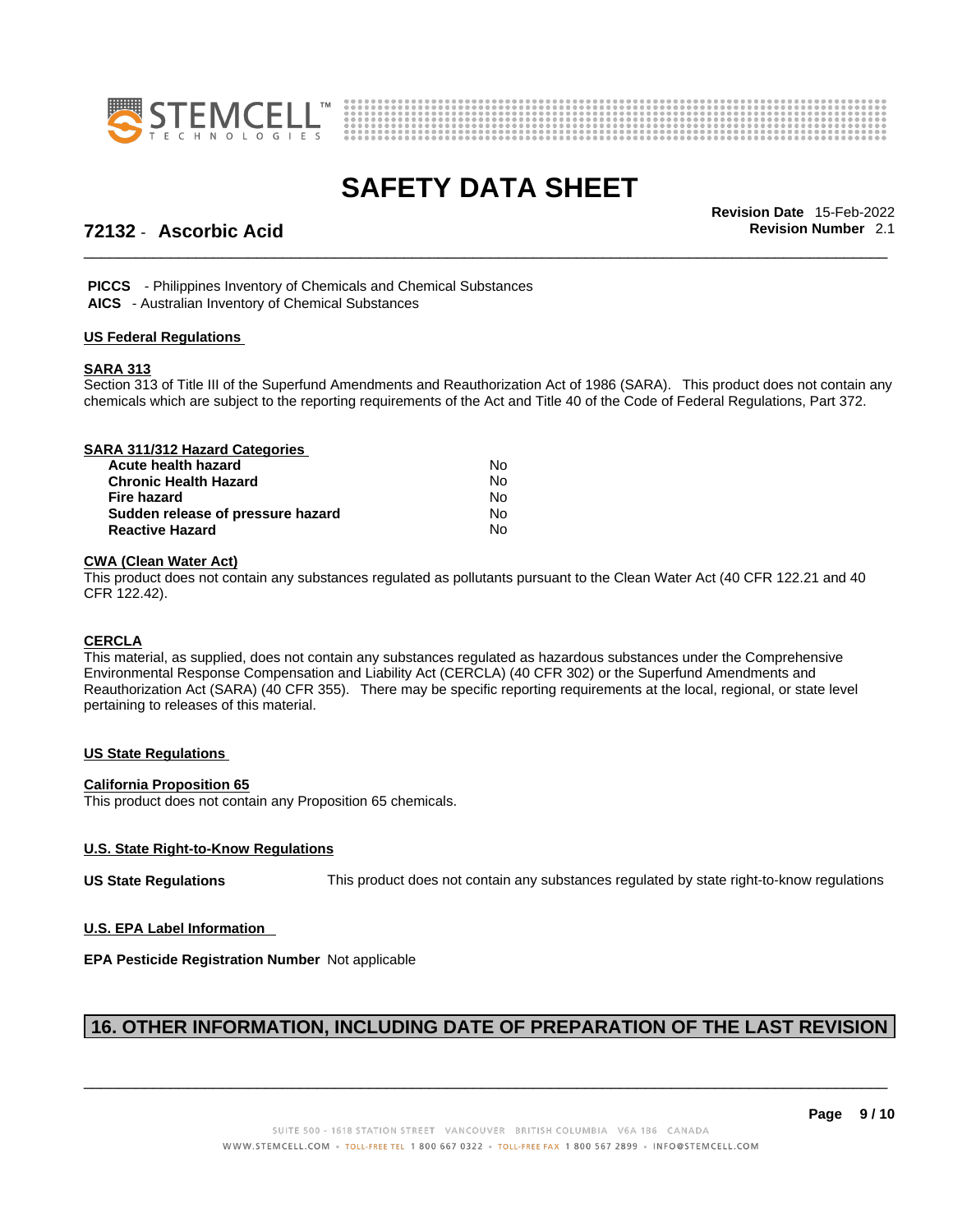**PICCS** - Philippines Inventory of Chemicals and Chemical Substances
**AICS** - Australian Inventory of Chemical Substances

### US Federal Regulations

#### SARA 313

Section 313 of Title III of the Superfund Amendments and Reauthorization Act of 1986 (SARA). This product does not contain any chemicals which are subject to the reporting requirements of the Act and Title 40 of the Code of Federal Regulations, Part 372.

#### SARA 311/312 Hazard Categories

| | |
|---|---|
| **Acute health hazard** | No |
| **Chronic Health Hazard** | No |
| **Fire hazard** | No |
| **Sudden release of pressure hazard** | No |
| **Reactive Hazard** | No |

#### CWA (Clean Water Act)

This product does not contain any substances regulated as pollutants pursuant to the Clean Water Act (40 CFR 122.21 and 40 CFR 122.42).

#### CERCLA

This material, as supplied, does not contain any substances regulated as hazardous substances under the Comprehensive Environmental Response Compensation and Liability Act (CERCLA) (40 CFR 302) or the Superfund Amendments and Reauthorization Act (SARA) (40 CFR 355). There may be specific reporting requirements at the local, regional, or state level pertaining to releases of this material.

### US State Regulations

#### California Proposition 65

This product does not contain any Proposition 65 chemicals.

#### U.S. State Right-to-Know Regulations

**US State Regulations** This product does not contain any substances regulated by state right-to-know regulations

#### U.S. EPA Label Information

**EPA Pesticide Registration Number** Not applicable

## 16. OTHER INFORMATION, INCLUDING DATE OF PREPARATION OF THE LAST REVISION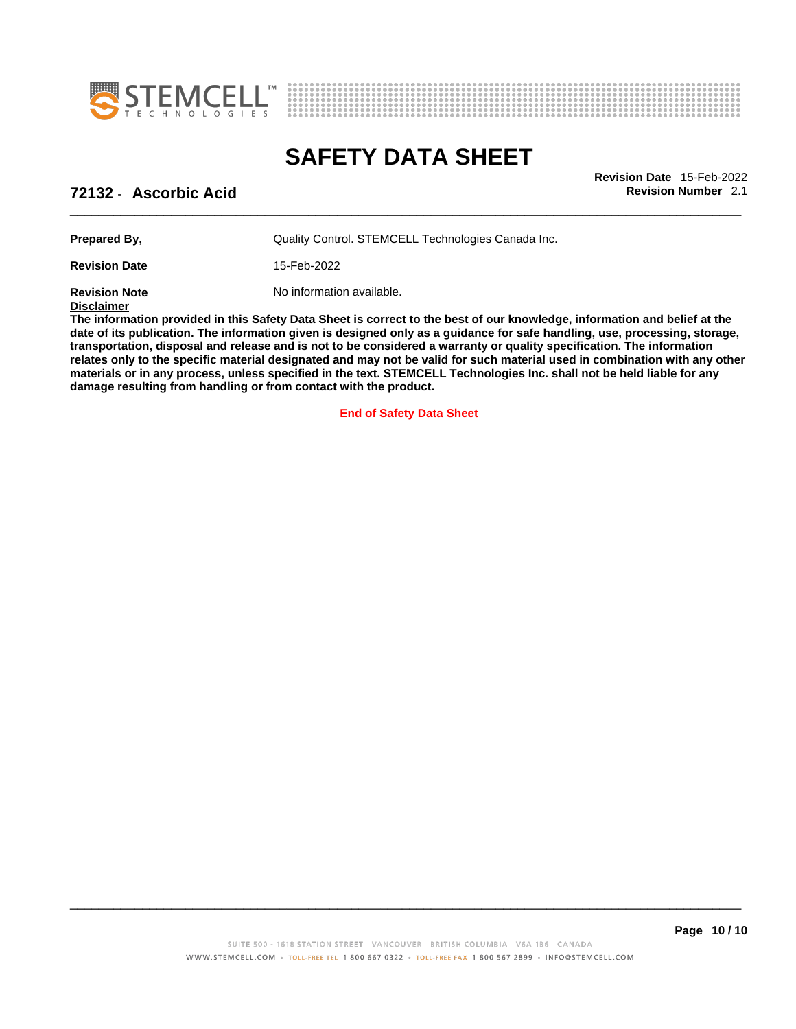# SAFETY DATA SHEET

## 72132 - Ascorbic Acid

**Revision Date** 15-Feb-2022
**Revision Number** 2.1

**Prepared By,** Quality Control. STEMCELL Technologies Canada Inc.

**Revision Date** 15-Feb-2022

**Revision Note** No information available.

**Disclaimer**

**The information provided in this Safety Data Sheet is correct to the best of our knowledge, information and belief at the date of its publication. The information given is designed only as a guidance for safe handling, use, processing, storage, transportation, disposal and release and is not to be considered a warranty or quality specification. The information relates only to the specific material designated and may not be valid for such material used in combination with any other materials or in any process, unless specified in the text. STEMCELL Technologies Inc. shall not be held liable for any damage resulting from handling or from contact with the product.**

**End of Safety Data Sheet**